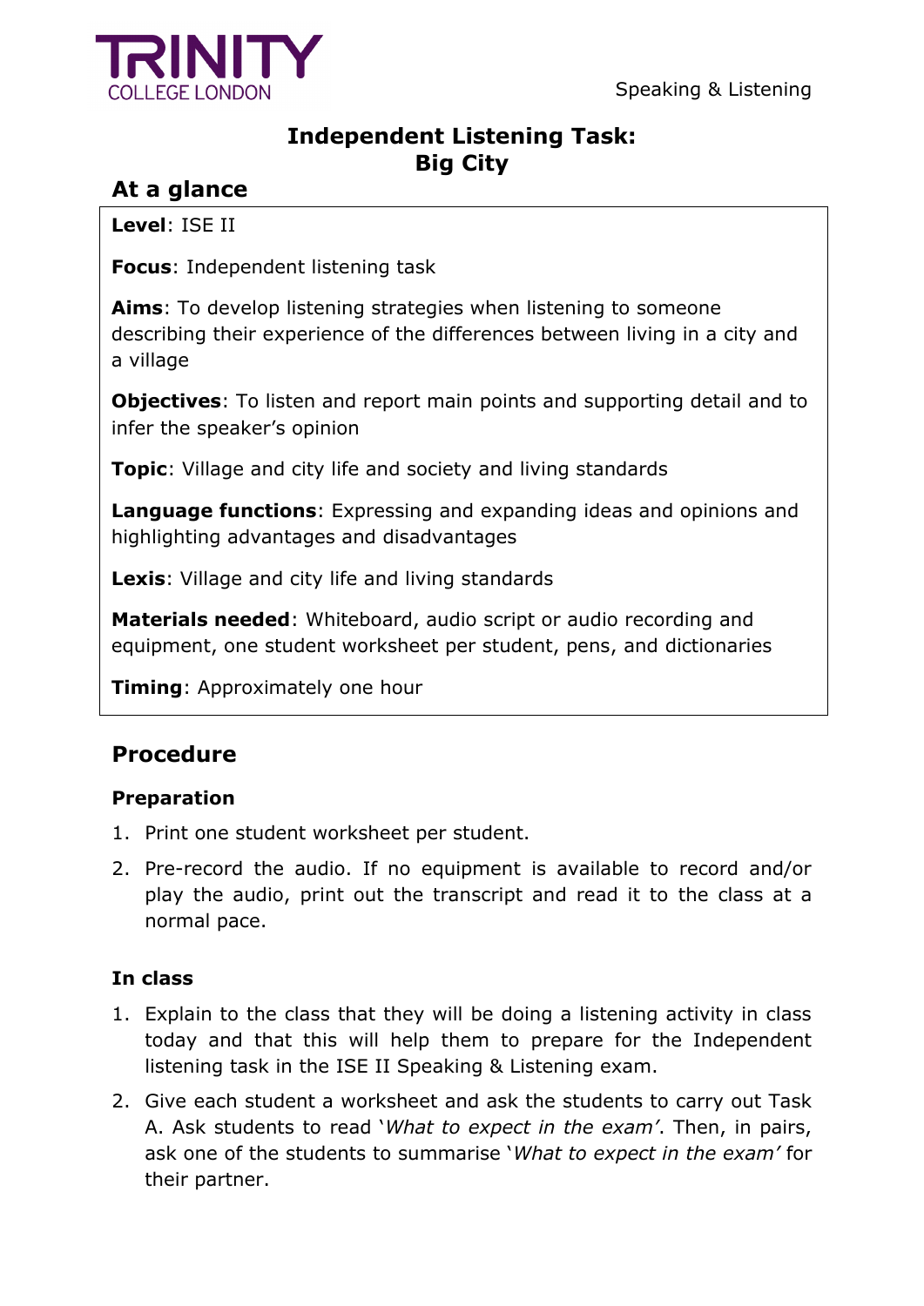TRINITY COLLEGE LONDON

Speaking & Listening

# Independent Listening Task: Big City

## At a glance

**Level**: ISE II

**Focus**: Independent listening task

**Aims**: To develop listening strategies when listening to someone describing their experience of the differences between living in a city and a village

**Objectives**: To listen and report main points and supporting detail and to infer the speaker's opinion

**Topic**: Village and city life and society and living standards

**Language functions**: Expressing and expanding ideas and opinions and highlighting advantages and disadvantages

**Lexis**: Village and city life and living standards

**Materials needed**: Whiteboard, audio script or audio recording and equipment, one student worksheet per student, pens, and dictionaries

**Timing**: Approximately one hour

## Procedure

### Preparation

1. Print one student worksheet per student.
2. Pre-record the audio. If no equipment is available to record and/or play the audio, print out the transcript and read it to the class at a normal pace.

### In class

1. Explain to the class that they will be doing a listening activity in class today and that this will help them to prepare for the Independent listening task in the ISE II Speaking & Listening exam.
2. Give each student a worksheet and ask the students to carry out Task A. Ask students to read '*What to expect in the exam*'. Then, in pairs, ask one of the students to summarise '*What to expect in the exam*' for their partner.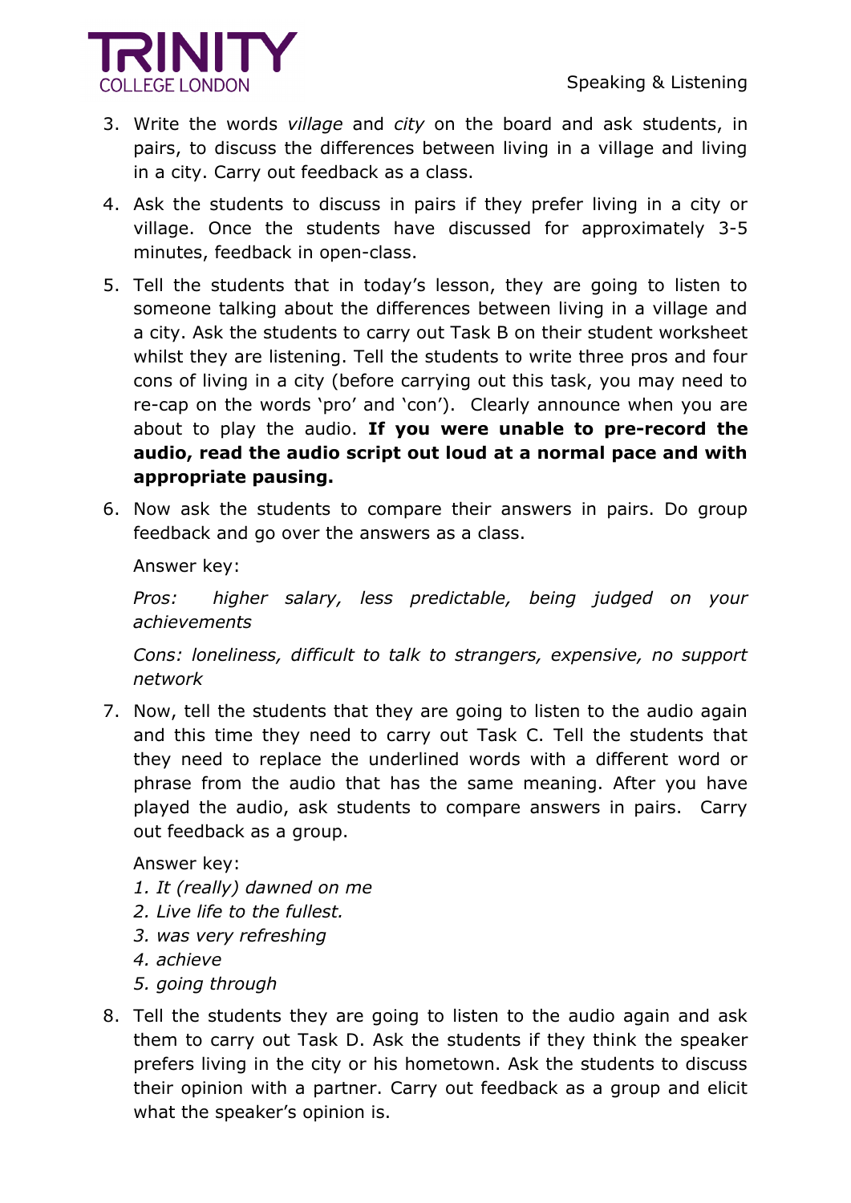3. Write the words *village* and *city* on the board and ask students, in pairs, to discuss the differences between living in a village and living in a city. Carry out feedback as a class.

4. Ask the students to discuss in pairs if they prefer living in a city or village. Once the students have discussed for approximately 3-5 minutes, feedback in open-class.

5. Tell the students that in today's lesson, they are going to listen to someone talking about the differences between living in a village and a city. Ask the students to carry out Task B on their student worksheet whilst they are listening. Tell the students to write three pros and four cons of living in a city (before carrying out this task, you may need to re-cap on the words 'pro' and 'con'). Clearly announce when you are about to play the audio. **If you were unable to pre-record the audio, read the audio script out loud at a normal pace and with appropriate pausing.**

6. Now ask the students to compare their answers in pairs. Do group feedback and go over the answers as a class.

   Answer key:

   *Pros: higher salary, less predictable, being judged on your achievements*

   *Cons: loneliness, difficult to talk to strangers, expensive, no support network*

7. Now, tell the students that they are going to listen to the audio again and this time they need to carry out Task C. Tell the students that they need to replace the underlined words with a different word or phrase from the audio that has the same meaning. After you have played the audio, ask students to compare answers in pairs. Carry out feedback as a group.

   Answer key:
   *1. It (really) dawned on me*
   *2. Live life to the fullest.*
   *3. was very refreshing*
   *4. achieve*
   *5. going through*

8. Tell the students they are going to listen to the audio again and ask them to carry out Task D. Ask the students if they think the speaker prefers living in the city or his hometown. Ask the students to discuss their opinion with a partner. Carry out feedback as a group and elicit what the speaker's opinion is.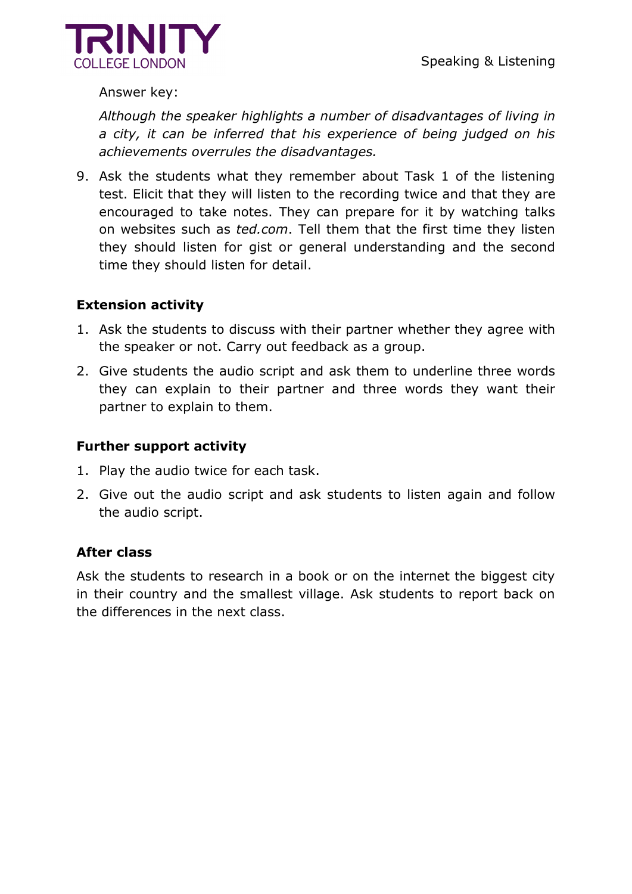Answer key:

*Although the speaker highlights a number of disadvantages of living in a city, it can be inferred that his experience of being judged on his achievements overrules the disadvantages.*

9. Ask the students what they remember about Task 1 of the listening test. Elicit that they will listen to the recording twice and that they are encouraged to take notes. They can prepare for it by watching talks on websites such as *ted.com*. Tell them that the first time they listen they should listen for gist or general understanding and the second time they should listen for detail.

**Extension activity**

1. Ask the students to discuss with their partner whether they agree with the speaker or not. Carry out feedback as a group.
2. Give students the audio script and ask them to underline three words they can explain to their partner and three words they want their partner to explain to them.

**Further support activity**

1. Play the audio twice for each task.
2. Give out the audio script and ask students to listen again and follow the audio script.

**After class**

Ask the students to research in a book or on the internet the biggest city in their country and the smallest village. Ask students to report back on the differences in the next class.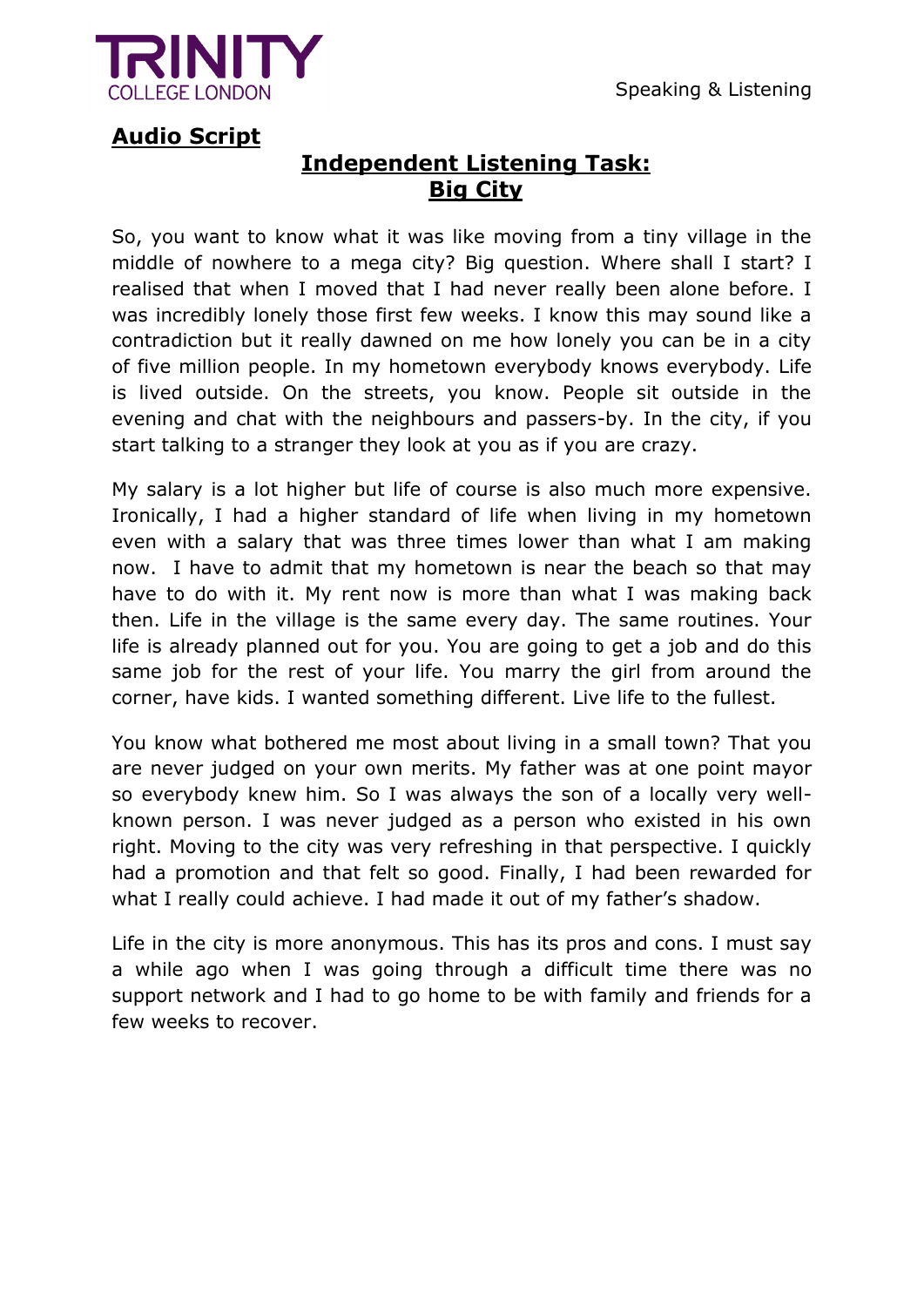## Audio Script

### Independent Listening Task: Big City

So, you want to know what it was like moving from a tiny village in the middle of nowhere to a mega city? Big question. Where shall I start? I realised that when I moved that I had never really been alone before. I was incredibly lonely those first few weeks. I know this may sound like a contradiction but it really dawned on me how lonely you can be in a city of five million people. In my hometown everybody knows everybody. Life is lived outside. On the streets, you know. People sit outside in the evening and chat with the neighbours and passers-by. In the city, if you start talking to a stranger they look at you as if you are crazy.

My salary is a lot higher but life of course is also much more expensive. Ironically, I had a higher standard of life when living in my hometown even with a salary that was three times lower than what I am making now. I have to admit that my hometown is near the beach so that may have to do with it. My rent now is more than what I was making back then. Life in the village is the same every day. The same routines. Your life is already planned out for you. You are going to get a job and do this same job for the rest of your life. You marry the girl from around the corner, have kids. I wanted something different. Live life to the fullest.

You know what bothered me most about living in a small town? That you are never judged on your own merits. My father was at one point mayor so everybody knew him. So I was always the son of a locally very well-known person. I was never judged as a person who existed in his own right. Moving to the city was very refreshing in that perspective. I quickly had a promotion and that felt so good. Finally, I had been rewarded for what I really could achieve. I had made it out of my father's shadow.

Life in the city is more anonymous. This has its pros and cons. I must say a while ago when I was going through a difficult time there was no support network and I had to go home to be with family and friends for a few weeks to recover.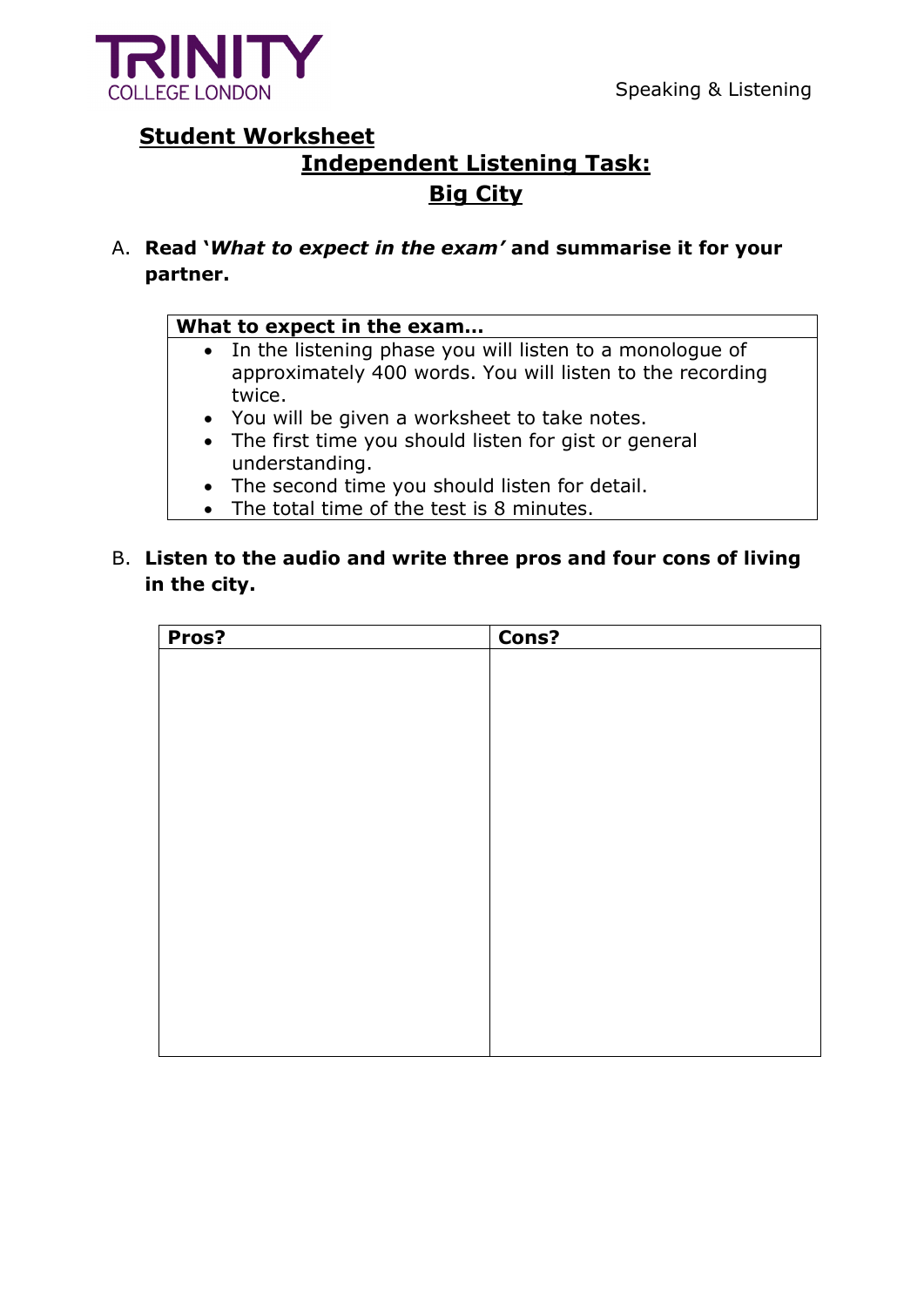TRINITY COLLEGE LONDON

Speaking & Listening

## Student Worksheet

## Independent Listening Task: Big City

A. **Read '*What to expect in the exam'* and summarise it for your partner.**

| What to expect in the exam… |
| --- |
| • In the listening phase you will listen to a monologue of approximately 400 words. You will listen to the recording twice.<br>• You will be given a worksheet to take notes.<br>• The first time you should listen for gist or general understanding.<br>• The second time you should listen for detail.<br>• The total time of the test is 8 minutes. |

B. **Listen to the audio and write three pros and four cons of living in the city.**

| Pros? | Cons? |
| --- | --- |
| | |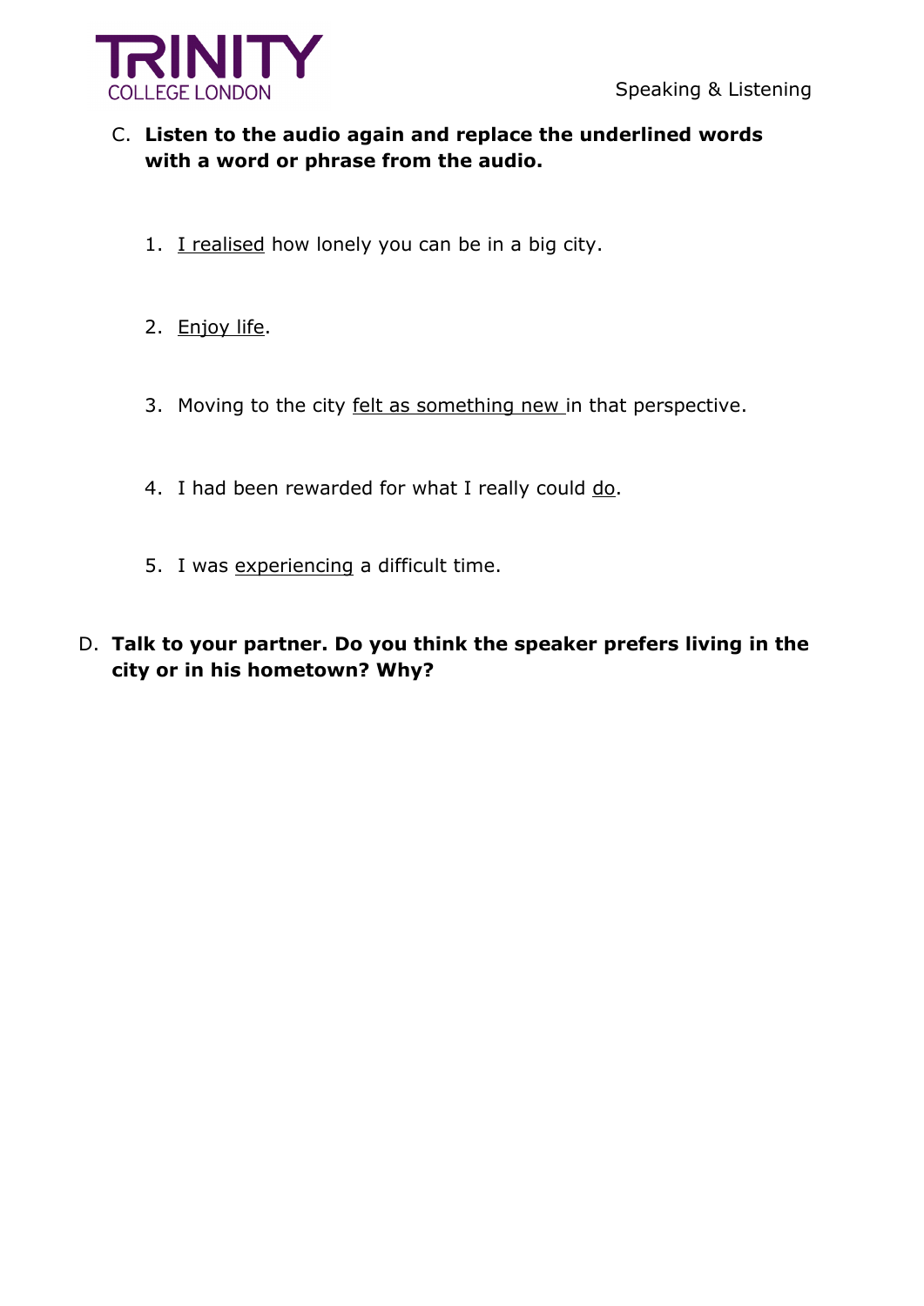C. **Listen to the audio again and replace the underlined words with a word or phrase from the audio.**

1. <u>I realised</u> how lonely you can be in a big city.
2. <u>Enjoy life</u>.
3. Moving to the city <u>felt as something new</u> in that perspective.
4. I had been rewarded for what I really could <u>do</u>.
5. I was <u>experiencing</u> a difficult time.

D. **Talk to your partner. Do you think the speaker prefers living in the city or in his hometown? Why?**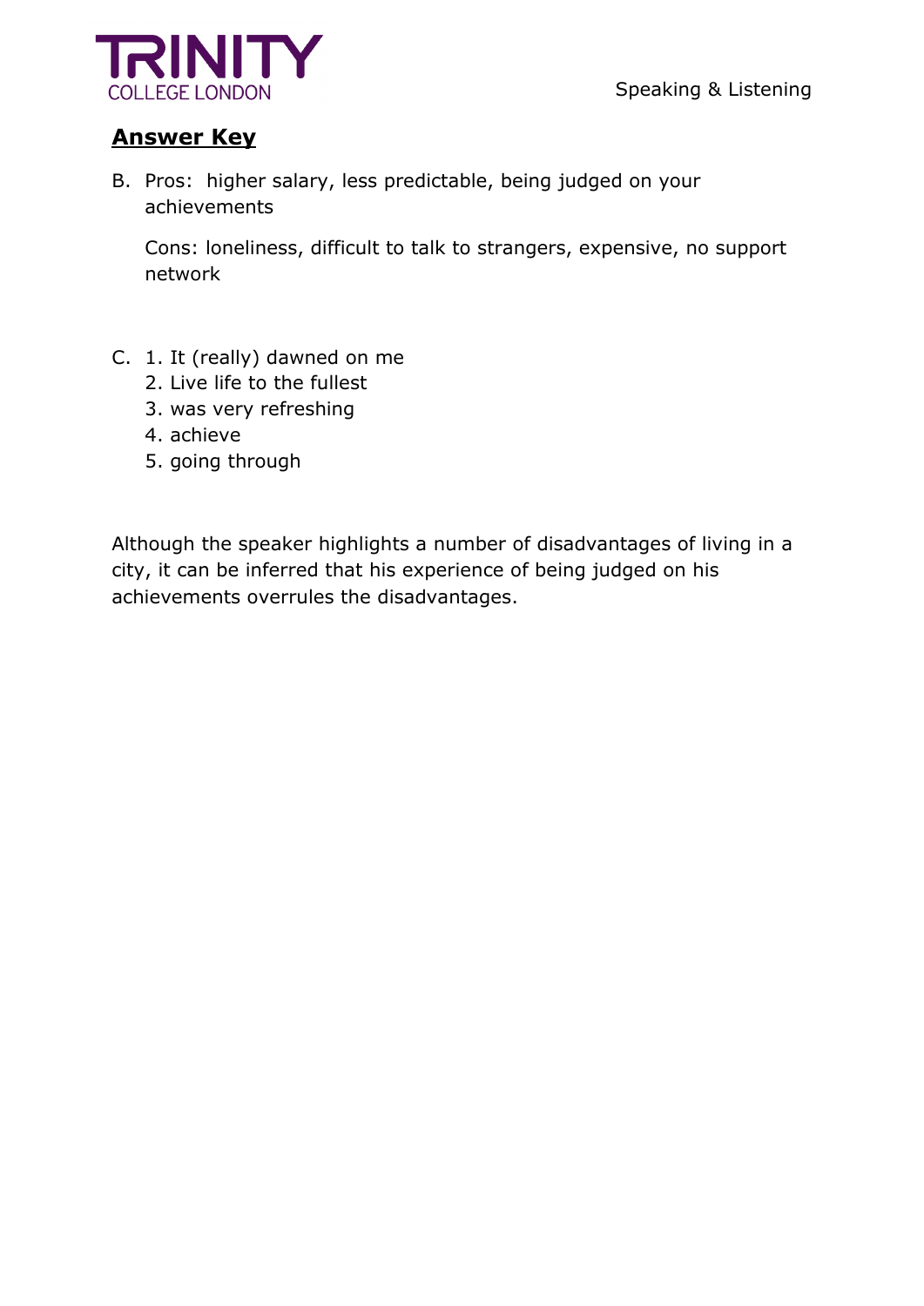## Answer Key

B. Pros: higher salary, less predictable, being judged on your achievements

   Cons: loneliness, difficult to talk to strangers, expensive, no support network

C. 1. It (really) dawned on me
   2. Live life to the fullest
   3. was very refreshing
   4. achieve
   5. going through

Although the speaker highlights a number of disadvantages of living in a city, it can be inferred that his experience of being judged on his achievements overrules the disadvantages.